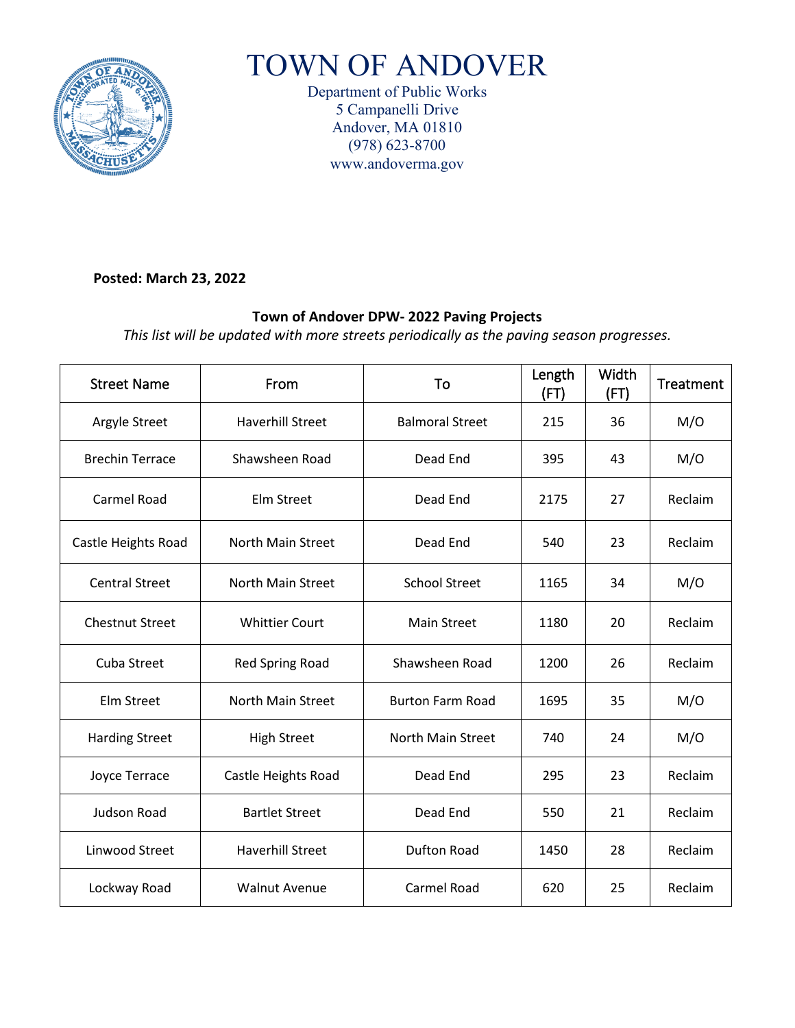# TOWN OF ANDOVER

Department of Public Works
5 Campanelli Drive
Andover, MA 01810
(978) 623-8700
www.andoverma.gov

**Posted: March 23, 2022**

**Town of Andover DPW- 2022 Paving Projects**

*This list will be updated with more streets periodically as the paving season progresses.*

| Street Name | From | To | Length (FT) | Width (FT) | Treatment |
|---|---|---|---|---|---|
| Argyle Street | Haverhill Street | Balmoral Street | 215 | 36 | M/O |
| Brechin Terrace | Shawsheen Road | Dead End | 395 | 43 | M/O |
| Carmel Road | Elm Street | Dead End | 2175 | 27 | Reclaim |
| Castle Heights Road | North Main Street | Dead End | 540 | 23 | Reclaim |
| Central Street | North Main Street | School Street | 1165 | 34 | M/O |
| Chestnut Street | Whittier Court | Main Street | 1180 | 20 | Reclaim |
| Cuba Street | Red Spring Road | Shawsheen Road | 1200 | 26 | Reclaim |
| Elm Street | North Main Street | Burton Farm Road | 1695 | 35 | M/O |
| Harding Street | High Street | North Main Street | 740 | 24 | M/O |
| Joyce Terrace | Castle Heights Road | Dead End | 295 | 23 | Reclaim |
| Judson Road | Bartlet Street | Dead End | 550 | 21 | Reclaim |
| Linwood Street | Haverhill Street | Dufton Road | 1450 | 28 | Reclaim |
| Lockway Road | Walnut Avenue | Carmel Road | 620 | 25 | Reclaim |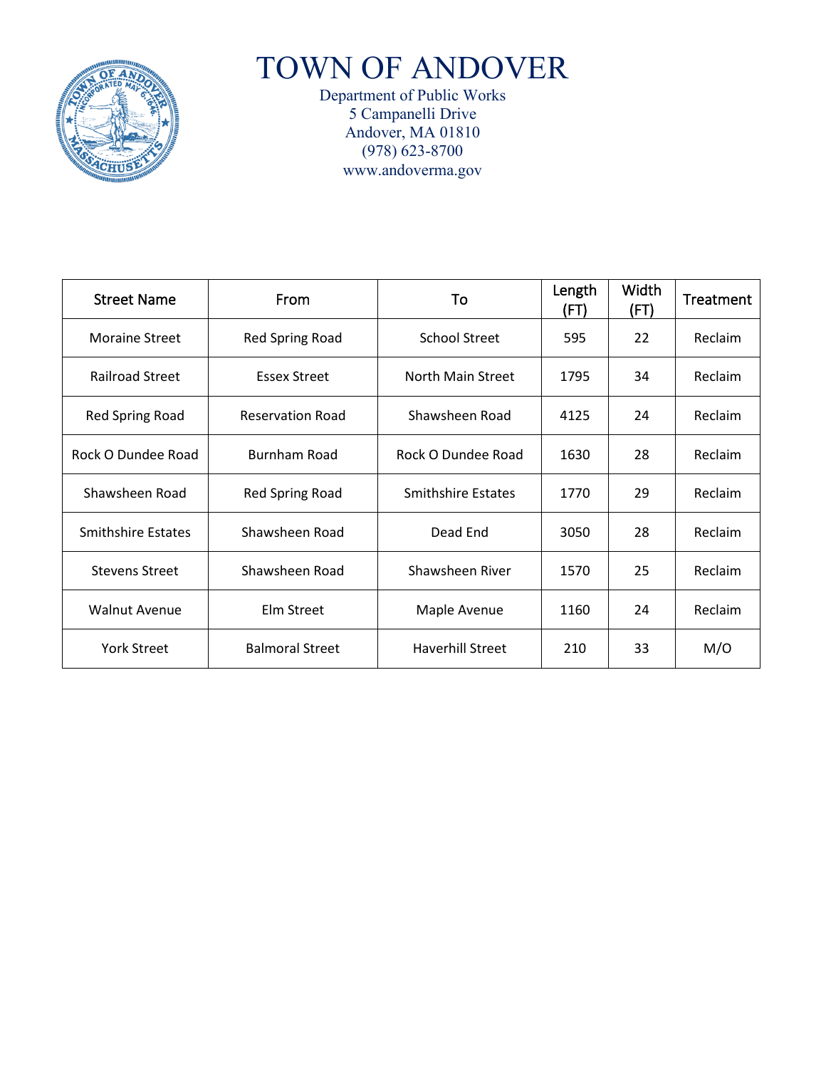# TOWN OF ANDOVER

Department of Public Works
5 Campanelli Drive
Andover, MA 01810
(978) 623-8700
www.andoverma.gov

| Street Name | From | To | Length (FT) | Width (FT) | Treatment |
|---|---|---|---|---|---|
| Moraine Street | Red Spring Road | School Street | 595 | 22 | Reclaim |
| Railroad Street | Essex Street | North Main Street | 1795 | 34 | Reclaim |
| Red Spring Road | Reservation Road | Shawsheen Road | 4125 | 24 | Reclaim |
| Rock O Dundee Road | Burnham Road | Rock O Dundee Road | 1630 | 28 | Reclaim |
| Shawsheen Road | Red Spring Road | Smithshire Estates | 1770 | 29 | Reclaim |
| Smithshire Estates | Shawsheen Road | Dead End | 3050 | 28 | Reclaim |
| Stevens Street | Shawsheen Road | Shawsheen River | 1570 | 25 | Reclaim |
| Walnut Avenue | Elm Street | Maple Avenue | 1160 | 24 | Reclaim |
| York Street | Balmoral Street | Haverhill Street | 210 | 33 | M/O |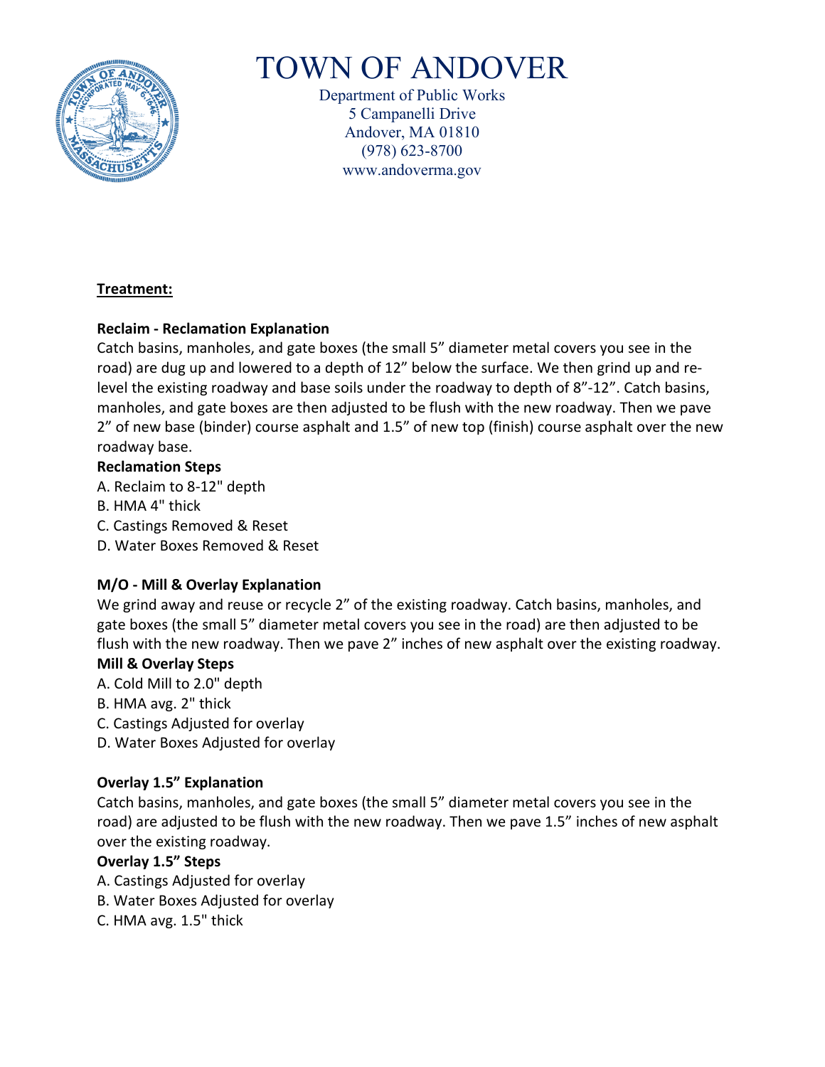# TOWN OF ANDOVER

Department of Public Works
5 Campanelli Drive
Andover, MA 01810
(978) 623-8700
www.andoverma.gov

**Treatment:**

**Reclaim - Reclamation Explanation**

Catch basins, manholes, and gate boxes (the small 5" diameter metal covers you see in the road) are dug up and lowered to a depth of 12" below the surface. We then grind up and re-level the existing roadway and base soils under the roadway to depth of 8"-12". Catch basins, manholes, and gate boxes are then adjusted to be flush with the new roadway. Then we pave 2" of new base (binder) course asphalt and 1.5" of new top (finish) course asphalt over the new roadway base.

**Reclamation Steps**

A. Reclaim to 8-12" depth
B. HMA 4" thick
C. Castings Removed & Reset
D. Water Boxes Removed & Reset

**M/O - Mill & Overlay Explanation**

We grind away and reuse or recycle 2" of the existing roadway. Catch basins, manholes, and gate boxes (the small 5" diameter metal covers you see in the road) are then adjusted to be flush with the new roadway. Then we pave 2" inches of new asphalt over the existing roadway.

**Mill & Overlay Steps**

A. Cold Mill to 2.0" depth
B. HMA avg. 2" thick
C. Castings Adjusted for overlay
D. Water Boxes Adjusted for overlay

**Overlay 1.5" Explanation**

Catch basins, manholes, and gate boxes (the small 5" diameter metal covers you see in the road) are adjusted to be flush with the new roadway. Then we pave 1.5" inches of new asphalt over the existing roadway.

**Overlay 1.5" Steps**

A. Castings Adjusted for overlay
B. Water Boxes Adjusted for overlay
C. HMA avg. 1.5" thick